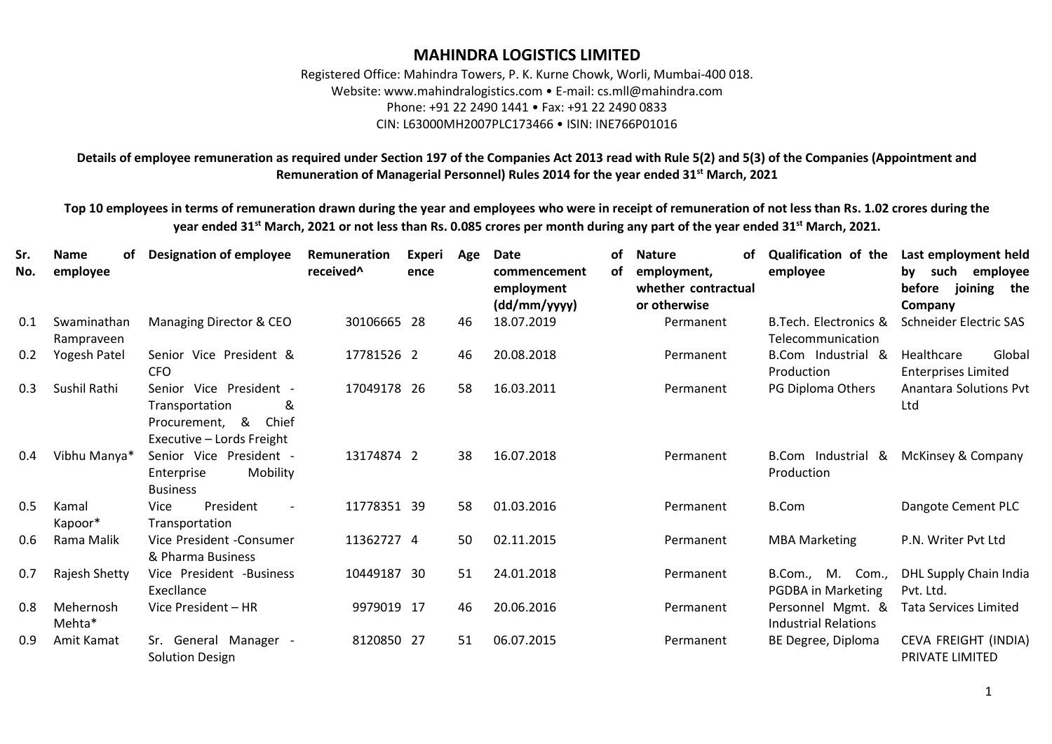# MAHINDRA LOGISTICS LIMITED

Registered Office: Mahindra Towers, P. K. Kurne Chowk, Worli, Mumbai-400 018.
Website: www.mahindralogistics.com • E-mail: cs.mll@mahindra.com
Phone: +91 22 2490 1441 • Fax: +91 22 2490 0833
CIN: L63000MH2007PLC173466 • ISIN: INE766P01016

**Details of employee remuneration as required under Section 197 of the Companies Act 2013 read with Rule 5(2) and 5(3) of the Companies (Appointment and Remuneration of Managerial Personnel) Rules 2014 for the year ended 31st March, 2021**

**Top 10 employees in terms of remuneration drawn during the year and employees who were in receipt of remuneration of not less than Rs. 1.02 crores during the year ended 31st March, 2021 or not less than Rs. 0.085 crores per month during any part of the year ended 31st March, 2021.**

| Sr. No. | Name of employee | Designation of employee | Remuneration received^ | Experience | Age | Date of commencement of employment (dd/mm/yyyy) | Nature of employment, whether contractual or otherwise | Qualification of the employee | Last employment held by such employee before joining the Company |
|---|---|---|---|---|---|---|---|---|---|
| 0.1 | Swaminathan Rampraveen | Managing Director & CEO | 30106665 | 28 | 46 | 18.07.2019 | Permanent | B.Tech. Electronics & Telecommunication | Schneider Electric SAS |
| 0.2 | Yogesh Patel | Senior Vice President & CFO | 17781526 | 2 | 46 | 20.08.2018 | Permanent | B.Com Industrial & Production | Healthcare Global Enterprises Limited |
| 0.3 | Sushil Rathi | Senior Vice President - Transportation & Procurement, & Chief Executive – Lords Freight | 17049178 | 26 | 58 | 16.03.2011 | Permanent | PG Diploma Others | Anantara Solutions Pvt Ltd |
| 0.4 | Vibhu Manya* | Senior Vice President - Enterprise Mobility Business | 13174874 | 2 | 38 | 16.07.2018 | Permanent | B.Com Industrial & Production | McKinsey & Company |
| 0.5 | Kamal Kapoor* | Vice President - Transportation | 11778351 | 39 | 58 | 01.03.2016 | Permanent | B.Com | Dangote Cement PLC |
| 0.6 | Rama Malik | Vice President -Consumer & Pharma Business | 11362727 | 4 | 50 | 02.11.2015 | Permanent | MBA Marketing | P.N. Writer Pvt Ltd |
| 0.7 | Rajesh Shetty | Vice President -Business Execllance | 10449187 | 30 | 51 | 24.01.2018 | Permanent | B.Com., M. Com., PGDBA in Marketing | DHL Supply Chain India Pvt. Ltd. |
| 0.8 | Mehernosh Mehta* | Vice President – HR | 9979019 | 17 | 46 | 20.06.2016 | Permanent | Personnel Mgmt. & Industrial Relations | Tata Services Limited |
| 0.9 | Amit Kamat | Sr. General Manager - Solution Design | 8120850 | 27 | 51 | 06.07.2015 | Permanent | BE Degree, Diploma | CEVA FREIGHT (INDIA) PRIVATE LIMITED |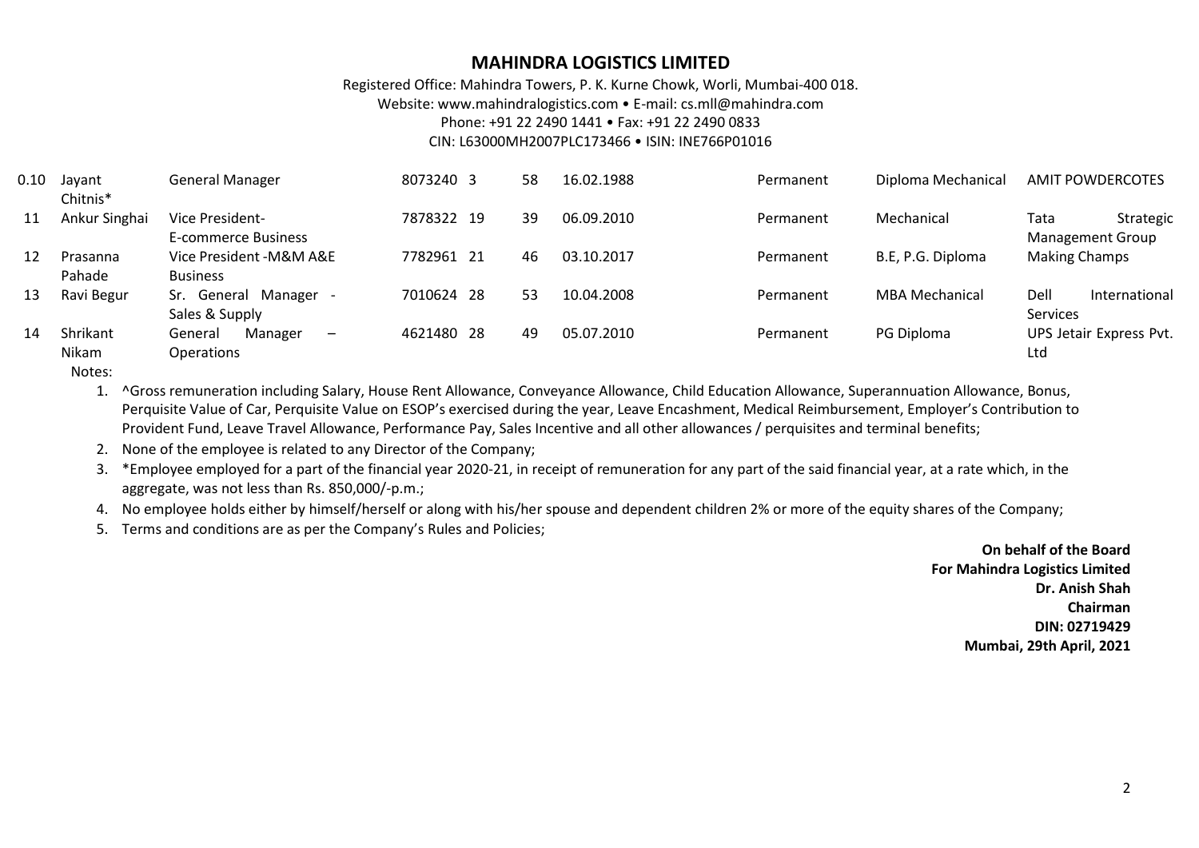## MAHINDRA LOGISTICS LIMITED

Registered Office: Mahindra Towers, P. K. Kurne Chowk, Worli, Mumbai-400 018.
Website: www.mahindralogistics.com • E-mail: cs.mll@mahindra.com
Phone: +91 22 2490 1441 • Fax: +91 22 2490 0833
CIN: L63000MH2007PLC173466 • ISIN: INE766P01016

| | | | | | | | | | | |
|---|---|---|---|---|---|---|---|---|---|---|
| 0.10 | Jayant Chitnis* | General Manager | 8073240 | 3 | 58 | 16.02.1988 | Permanent | Diploma Mechanical | AMIT POWDERCOTES |
| 11 | Ankur Singhai | Vice President- E-commerce Business | 7878322 | 19 | 39 | 06.09.2010 | Permanent | Mechanical | Tata Strategic Management Group |
| 12 | Prasanna Pahade | Vice President -M&M A&E Business | 7782961 | 21 | 46 | 03.10.2017 | Permanent | B.E, P.G. Diploma | Making Champs |
| 13 | Ravi Begur | Sr. General Manager - Sales & Supply | 7010624 | 28 | 53 | 10.04.2008 | Permanent | MBA Mechanical | Dell International Services |
| 14 | Shrikant Nikam | General Manager – Operations | 4621480 | 28 | 49 | 05.07.2010 | Permanent | PG Diploma | UPS Jetair Express Pvt. Ltd |

Notes:

1. ^Gross remuneration including Salary, House Rent Allowance, Conveyance Allowance, Child Education Allowance, Superannuation Allowance, Bonus, Perquisite Value of Car, Perquisite Value on ESOP's exercised during the year, Leave Encashment, Medical Reimbursement, Employer's Contribution to Provident Fund, Leave Travel Allowance, Performance Pay, Sales Incentive and all other allowances / perquisites and terminal benefits;
2. None of the employee is related to any Director of the Company;
3. *Employee employed for a part of the financial year 2020-21, in receipt of remuneration for any part of the said financial year, at a rate which, in the aggregate, was not less than Rs. 850,000/-p.m.;
4. No employee holds either by himself/herself or along with his/her spouse and dependent children 2% or more of the equity shares of the Company;
5. Terms and conditions are as per the Company's Rules and Policies;

**On behalf of the Board**
**For Mahindra Logistics Limited**
**Dr. Anish Shah**
**Chairman**
**DIN: 02719429**
**Mumbai, 29th April, 2021**